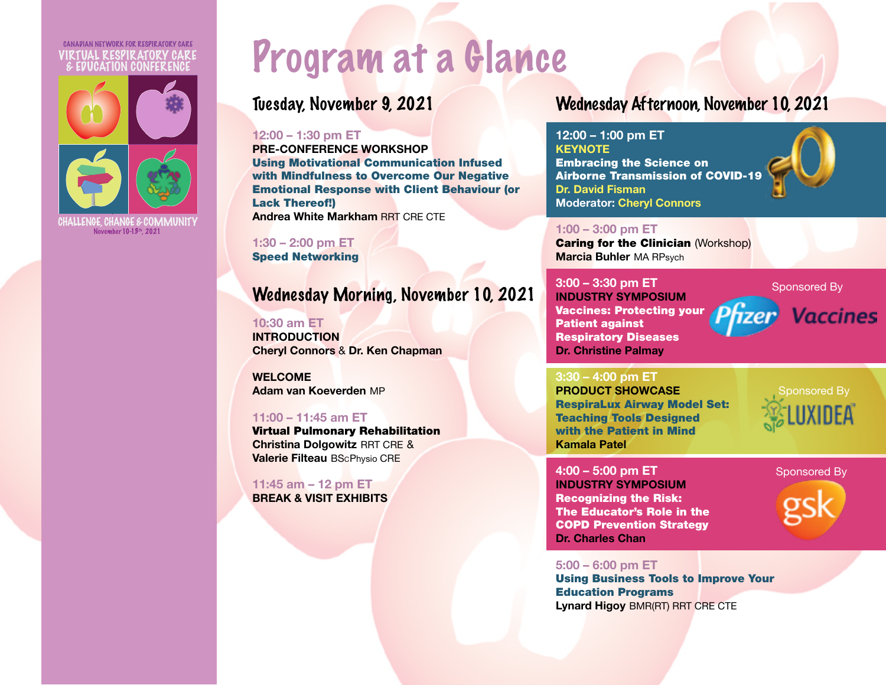CANADIAN NETWORK FOR RESPIRATORY CARE
VIRTUAL RESPIRATORY CARE & EDUCATION CONFERENCE

CHALLENGE, CHANGE & COMMUNITY
November 10-13th, 2021

# Program at a Glance

## Tuesday, November 9, 2021

12:00 – 1:30 pm ET
**PRE-CONFERENCE WORKSHOP**
**Using Motivational Communication Infused with Mindfulness to Overcome Our Negative Emotional Response with Client Behaviour (or Lack Thereof!)**
**Andrea White Markham** RRT CRE CTE

1:30 – 2:00 pm ET
**Speed Networking**

## Wednesday Morning, November 10, 2021

10:30 am ET
**INTRODUCTION**
**Cheryl Connors** & **Dr. Ken Chapman**

**WELCOME**
**Adam van Koeverden** MP

11:00 – 11:45 am ET
**Virtual Pulmonary Rehabilitation**
**Christina Dolgowitz** RRT CRE &
**Valerie Filteau** BScPhysio CRE

11:45 am – 12 pm ET
**BREAK & VISIT EXHIBITS**

## Wednesday Afternoon, November 10, 2021

12:00 – 1:00 pm ET
**KEYNOTE**
**Embracing the Science on Airborne Transmission of COVID-19**
**Dr. David Fisman**
**Moderator: Cheryl Connors**

1:00 – 3:00 pm ET
**Caring for the Clinician** (Workshop)
**Marcia Buhler** MA RPsych

3:00 – 3:30 pm ET
**INDUSTRY SYMPOSIUM**
**Vaccines: Protecting your Patient against Respiratory Diseases**
**Dr. Christine Palmay**
Sponsored By Pfizer Vaccines

3:30 – 4:00 pm ET
**PRODUCT SHOWCASE**
**RespiraLux Airway Model Set: Teaching Tools Designed with the Patient in Mind**
**Kamala Patel**
Sponsored By LUXIDEA

4:00 – 5:00 pm ET
**INDUSTRY SYMPOSIUM**
**Recognizing the Risk: The Educator's Role in the COPD Prevention Strategy**
**Dr. Charles Chan**
Sponsored By gsk

5:00 – 6:00 pm ET
**Using Business Tools to Improve Your Education Programs**
**Lynard Higoy** BMR(RT) RRT CRE CTE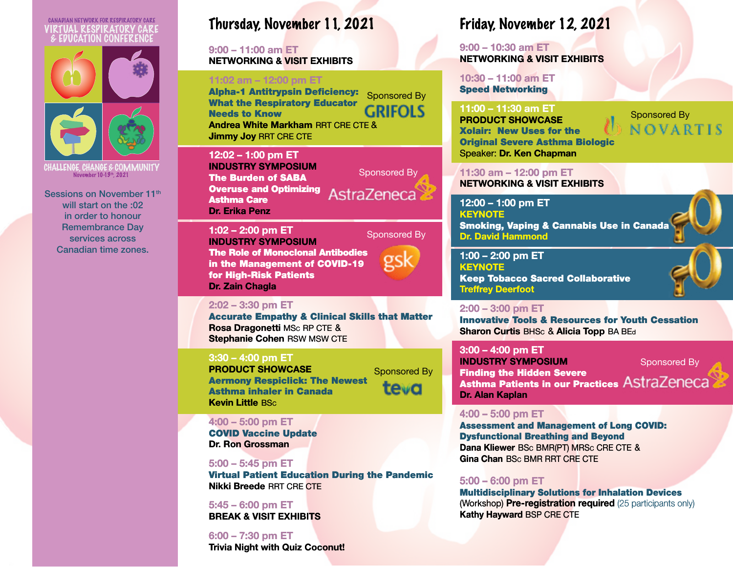CANADIAN NETWORK FOR RESPIRATORY CARE

VIRTUAL RESPIRATORY CARE & EDUCATION CONFERENCE

CHALLENGE, CHANGE & COMMUNITY

November 10-13th, 2021

Sessions on November 11th will start on the :02 in order to honour Remembrance Day services across Canadian time zones.

# Thursday, November 11, 2021

**9:00 – 11:00 am ET**
**NETWORKING & VISIT EXHIBITS**

**11:02 am – 12:00 pm ET**
**Alpha-1 Antitrypsin Deficiency: What the Respiratory Educator Needs to Know**
**Andrea White Markham** RRT CRE CTE & **Jimmy Joy** RRT CRE CTE
Sponsored By GRIFOLS

**12:02 – 1:00 pm ET**
**INDUSTRY SYMPOSIUM**
**The Burden of SABA Overuse and Optimizing Asthma Care**
**Dr. Erika Penz**
Sponsored By AstraZeneca

**1:02 – 2:00 pm ET**
**INDUSTRY SYMPOSIUM**
**The Role of Monoclonal Antibodies in the Management of COVID-19 for High-Risk Patients**
**Dr. Zain Chagla**
Sponsored By gsk

**2:02 – 3:30 pm ET**
**Accurate Empathy & Clinical Skills that Matter**
**Rosa Dragonetti** MSc RP CTE & **Stephanie Cohen** RSW MSW CTE

**3:30 – 4:00 pm ET**
**PRODUCT SHOWCASE**
**Aermony Respiclick: The Newest Asthma inhaler in Canada**
**Kevin Little** BSc
Sponsored By teva

**4:00 – 5:00 pm ET**
**COVID Vaccine Update**
**Dr. Ron Grossman**

**5:00 – 5:45 pm ET**
**Virtual Patient Education During the Pandemic**
**Nikki Breede** RRT CRE CTE

**5:45 – 6:00 pm ET**
**BREAK & VISIT EXHIBITS**

**6:00 – 7:30 pm ET**
**Trivia Night with Quiz Coconut!**

# Friday, November 12, 2021

**9:00 – 10:30 am ET**
**NETWORKING & VISIT EXHIBITS**

**10:30 – 11:00 am ET**
**Speed Networking**

**11:00 – 11:30 am ET**
**PRODUCT SHOWCASE**
**Xolair: New Uses for the Original Severe Asthma Biologic**
Speaker: **Dr. Ken Chapman**
Sponsored By NOVARTIS

**11:30 am – 12:00 pm ET**
**NETWORKING & VISIT EXHIBITS**

**12:00 – 1:00 pm ET**
**KEYNOTE**
**Smoking, Vaping & Cannabis Use in Canada**
**Dr. David Hammond**

**1:00 – 2:00 pm ET**
**KEYNOTE**
**Keep Tobacco Sacred Collaborative**
**Treffrey Deerfoot**

**2:00 – 3:00 pm ET**
**Innovative Tools & Resources for Youth Cessation**
**Sharon Curtis** BHSc & **Alicia Topp** BA BEd

**3:00 – 4:00 pm ET**
**INDUSTRY SYMPOSIUM**
**Finding the Hidden Severe Asthma Patients in our Practices**
**Dr. Alan Kaplan**
Sponsored By AstraZeneca

**4:00 – 5:00 pm ET**
**Assessment and Management of Long COVID: Dysfunctional Breathing and Beyond**
**Dana Kliewer** BSc BMR(PT) MRSc CRE CTE & **Gina Chan** BSc BMR RRT CRE CTE

**5:00 – 6:00 pm ET**
**Multidisciplinary Solutions for Inhalation Devices**
(Workshop) **Pre-registration required** (25 participants only)
**Kathy Hayward** BSP CRE CTE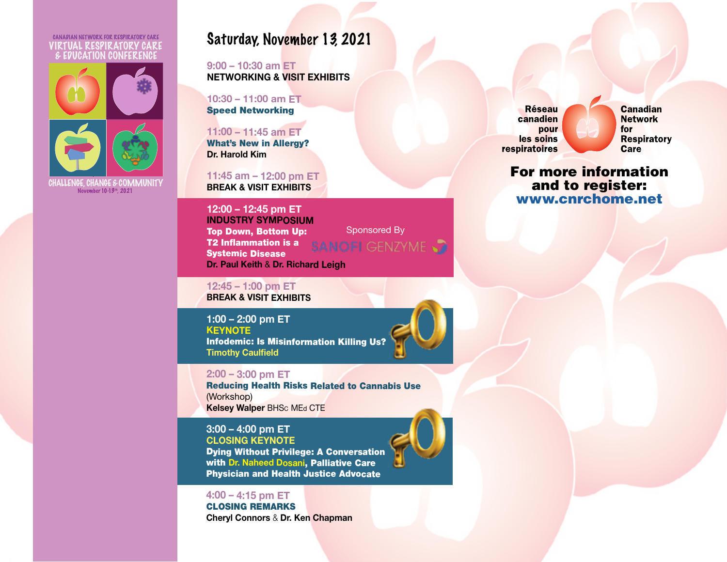CANADIAN NETWORK FOR RESPIRATORY CARE

VIRTUAL RESPIRATORY CARE & EDUCATION CONFERENCE

CHALLENGE, CHANGE & COMMUNITY

November 10-13th, 2021

# Saturday, November 13, 2021

9:00 – 10:30 am ET
**NETWORKING & VISIT EXHIBITS**

10:30 – 11:00 am ET
**Speed Networking**

11:00 – 11:45 am ET
**What's New in Allergy?**
Dr. Harold Kim

11:45 am – 12:00 pm ET
**BREAK & VISIT EXHIBITS**

12:00 – 12:45 pm ET
**INDUSTRY SYMPOSIUM**
**Top Down, Bottom Up: T2 Inflammation is a Systemic Disease**
Dr. Paul Keith & Dr. Richard Leigh

Sponsored By SANOFI GENZYME

12:45 – 1:00 pm ET
**BREAK & VISIT EXHIBITS**

1:00 – 2:00 pm ET
**KEYNOTE**
**Infodemic: Is Misinformation Killing Us?**
Timothy Caulfield

2:00 – 3:00 pm ET
**Reducing Health Risks Related to Cannabis Use**
(Workshop)
**Kelsey Walper** BHSc MEd CTE

3:00 – 4:00 pm ET
**CLOSING KEYNOTE**
**Dying Without Privilege: A Conversation with Dr. Naheed Dosani, Palliative Care Physician and Health Justice Advocate**

4:00 – 4:15 pm ET
**CLOSING REMARKS**
Cheryl Connors & Dr. Ken Chapman

Réseau canadien pour les soins respiratoires

Canadian Network for Respiratory Care

**For more information and to register:**
**www.cnrchome.net**